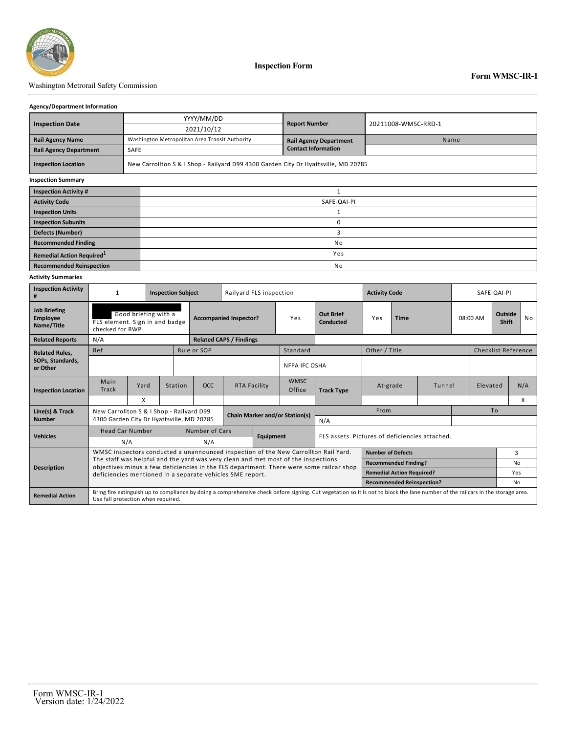Washington Metrorail Safety Commission

# Inspection Form

**Form WMSC-IR-1**

### Agency/Department Information

| | | | |
|---|---|---|---|
| **Inspection Date** | YYYY/MM/DD 2021/10/12 | **Report Number** | 20211008-WMSC-RRD-1 |
| **Rail Agency Name** | Washington Metropolitan Area Transit Authority | **Rail Agency Department Contact Information** | Name |
| **Rail Agency Department** | SAFE | | |
| **Inspection Location** | New Carrollton S & I Shop - Railyard D99 4300 Garden City Dr Hyattsville, MD 20785 | | |

### Inspection Summary

| | |
|---|---|
| **Inspection Activity #** | 1 |
| **Activity Code** | SAFE-QAI-PI |
| **Inspection Units** | 1 |
| **Inspection Subunits** | 0 |
| **Defects (Number)** | 3 |
| **Recommended Finding** | No |
| **Remedial Action Required**[1] | Yes |
| **Recommended Reinspection** | No |

### Activity Summaries

| | | | | | |
|---|---|---|---|---|---|
| **Inspection Activity #** | 1 | **Inspection Subject** | Railyard FLS inspection | **Activity Code** | SAFE-QAI-PI |
| **Job Briefing Employee Name/Title** | Good briefing with a FLS element. Sign in and badge checked for RWP | **Accompanied Inspector?** | Yes | **Out Brief Conducted** | Yes; **Time** 08:00 AM; **Outside Shift** No |
| **Related Reports** | N/A | **Related CAPS / Findings** | | | |

**Related Rules, SOPs, Standards, or Other**

| Ref | Rule or SOP | Standard | Other / Title | Checklist Reference |
|---|---|---|---|---|
| | | NFPA IFC OSHA | | |

**Inspection Location**

| Main Track | Yard | Station | OCC | RTA Facility | WMSC Office |
|---|---|---|---|---|---|
| | X | | | | |

**Track Type**

| At-grade | Tunnel | Elevated | N/A |
|---|---|---|---|
| | | | X |

| | | | |
|---|---|---|---|
| **Line(s) & Track Number** | New Carrollton S & I Shop - Railyard D99 4300 Garden City Dr Hyattsville, MD 20785 | **Chain Marker and/or Station(s)** | From: N/A; To: |

**Vehicles**

| Head Car Number | Number of Cars | **Equipment** |
|---|---|---|
| N/A | N/A | FLS assets. Pictures of deficiencies attached. |

**Description**

WMSC inspectors conducted a unannounced inspection of the New Carrollton Rail Yard. The staff was helpful and the yard was very clean and met most of the inspections objectives minus a few deficiencies in the FLS department. There were some railcar shop deficiencies mentioned in a separate vehicles SME report.

| | |
|---|---|
| **Number of Defects** | 3 |
| **Recommended Finding?** | No |
| **Remedial Action Required?** | Yes |
| **Recommended Reinspection?** | No |

**Remedial Action**

Bring fire extinguish up to compliance by doing a comprehensive check before signing. Cut vegetation so it is not to block the lane number of the railcars in the storage area. Use fall protection when required.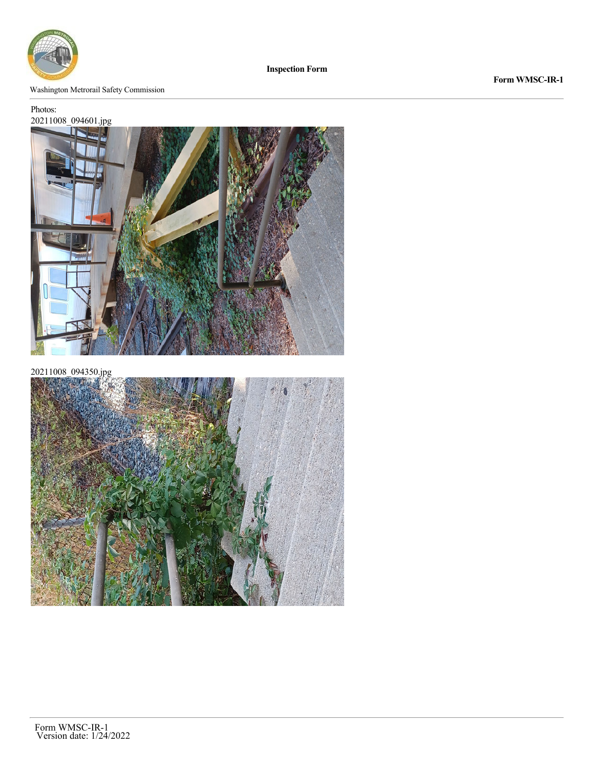Photos:

20211008_094601.jpg

20211008_094350.jpg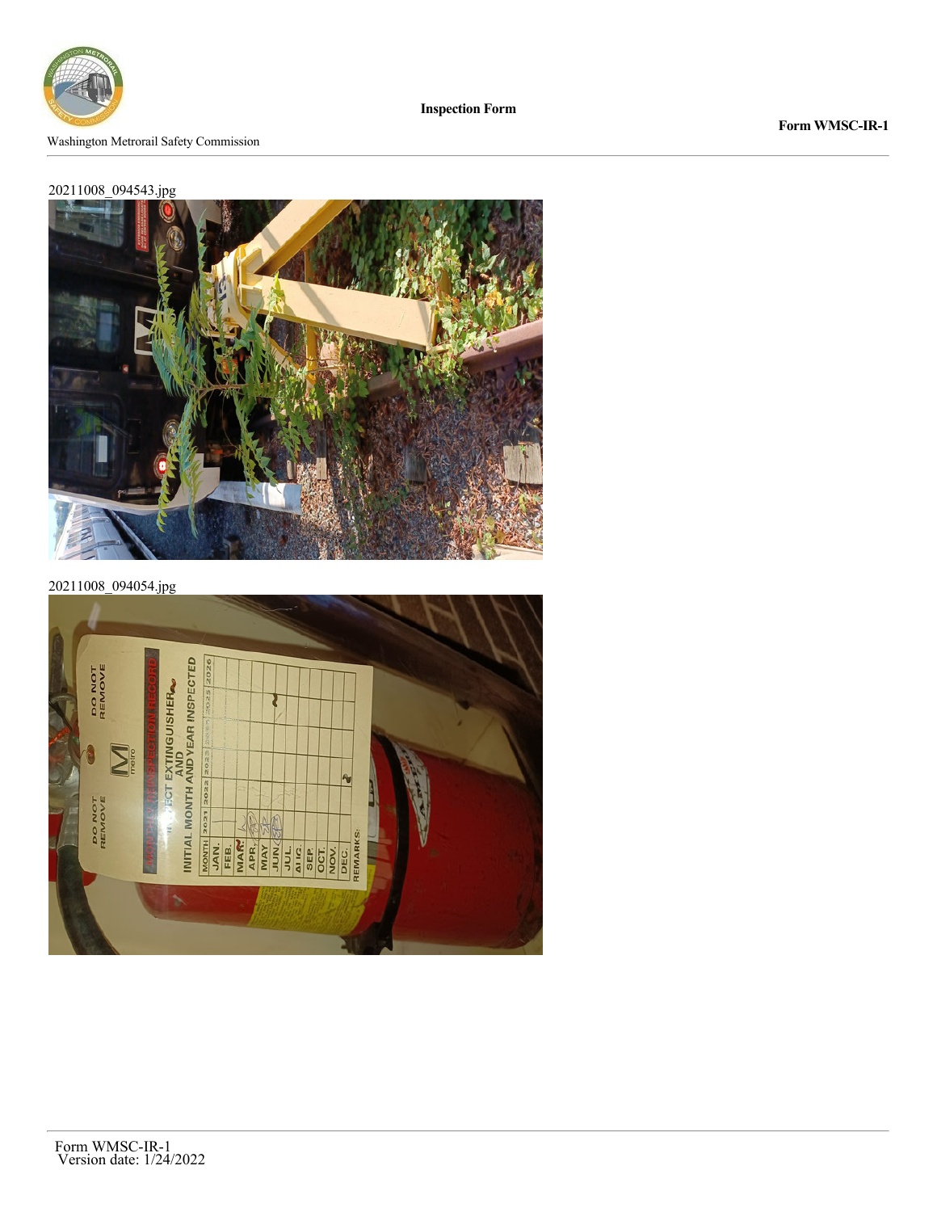20211008_094543.jpg

20211008_094054.jpg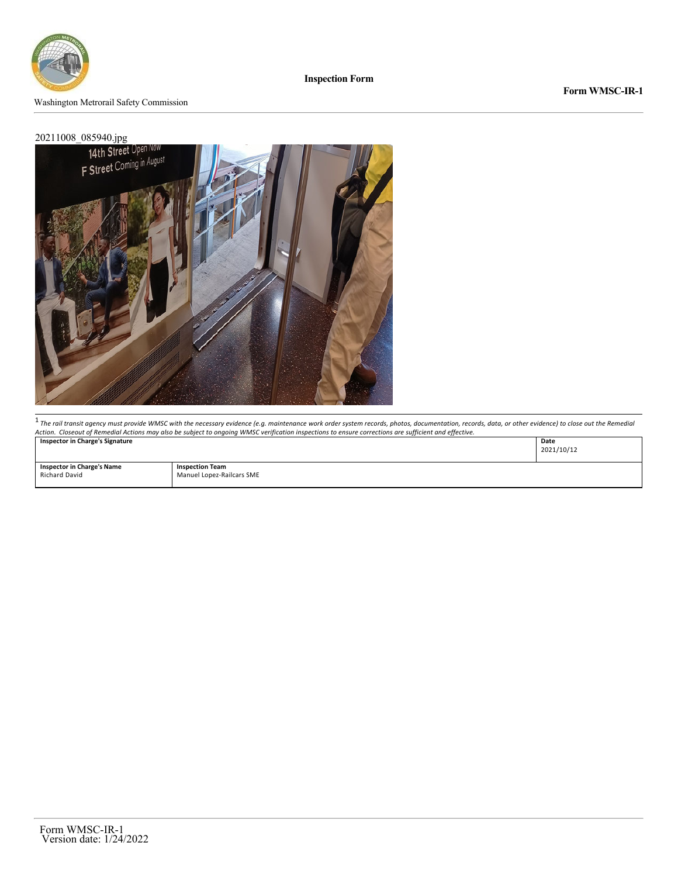20211008_085940.jpg

[1] *The rail transit agency must provide WMSC with the necessary evidence (e.g. maintenance work order system records, photos, documentation, records, data, or other evidence) to close out the Remedial Action. Closeout of Remedial Actions may also be subject to ongoing WMSC verification inspections to ensure corrections are sufficient and effective.*

| | | |
|---|---|---|
| **Inspector in Charge's Signature** | | **Date**<br>2021/10/12 |
| **Inspector in Charge's Name**<br>Richard David | **Inspection Team**<br>Manuel Lopez-Railcars SME | |